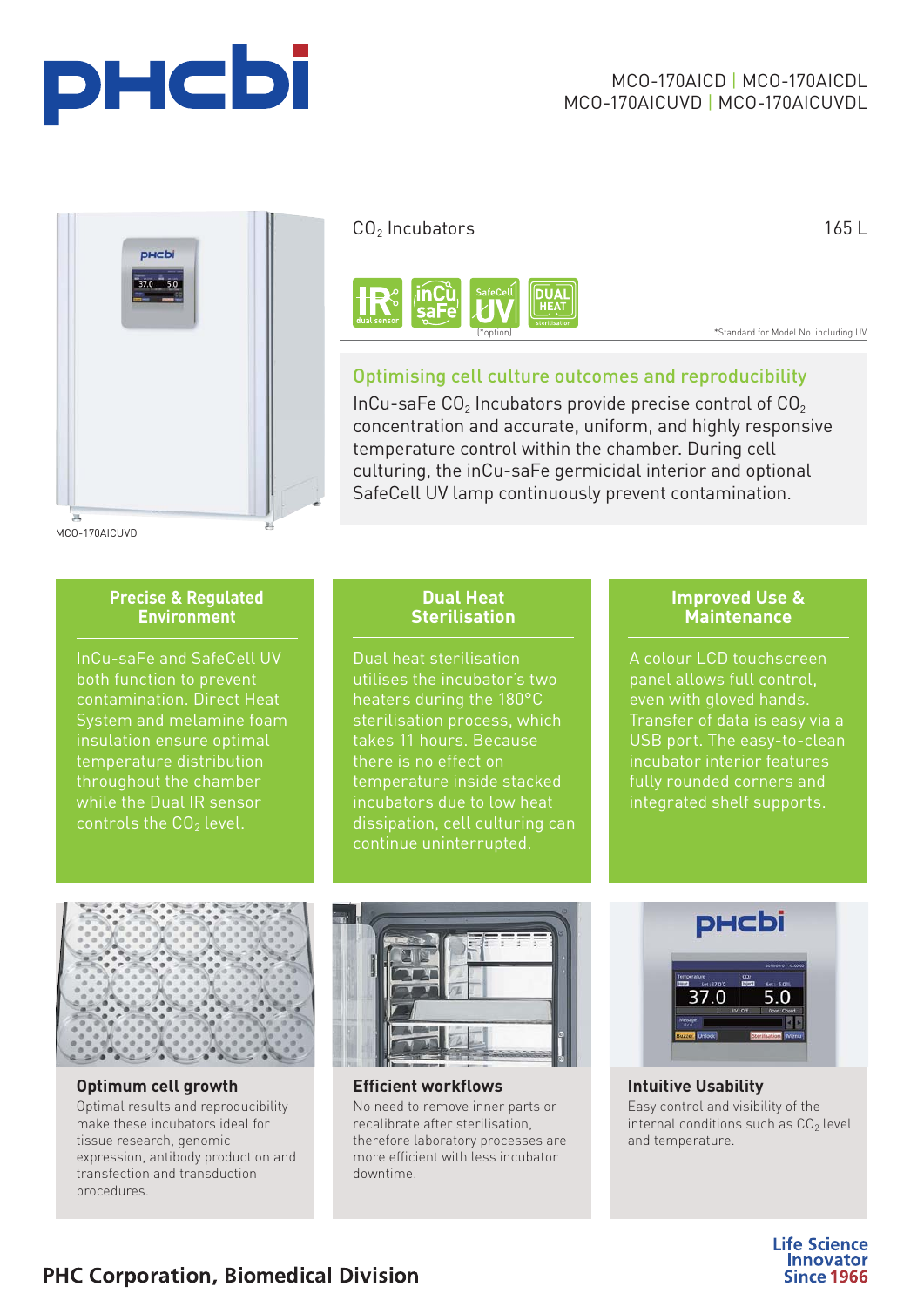MCO-170AICD | MCO-170AICDL
MCO-170AICUVD | MCO-170AICUVDL

MCO-170AICUVD

# $CO_2$ Incubators

165 L

IR dual sensor | inCu saFe | SafeCell UV (*option) | DUAL HEAT sterilisation

*Standard for Model No. including UV

## Optimising cell culture outcomes and reproducibility

InCu-saFe $CO_2$ Incubators provide precise control of $CO_2$ concentration and accurate, uniform, and highly responsive temperature control within the chamber. During cell culturing, the inCu-saFe germicidal interior and optional SafeCell UV lamp continuously prevent contamination.

### Precise & Regulated Environment

InCu-saFe and SafeCell UV both function to prevent contamination. Direct Heat System and melamine foam insulation ensure optimal temperature distribution throughout the chamber while the Dual IR sensor controls the $CO_2$ level.

### Dual Heat Sterilisation

Dual heat sterilisation utilises the incubator's two heaters during the 180°C sterilisation process, which takes 11 hours. Because there is no effect on temperature inside stacked incubators due to low heat dissipation, cell culturing can continue uninterrupted.

### Improved Use & Maintenance

A colour LCD touchscreen panel allows full control, even with gloved hands. Transfer of data is easy via a USB port. The easy-to-clean incubator interior features fully rounded corners and integrated shelf supports.

### Optimum cell growth

Optimal results and reproducibility make these incubators ideal for tissue research, genomic expression, antibody production and transfection and transduction procedures.

### Efficient workflows

No need to remove inner parts or recalibrate after sterilisation, therefore laboratory processes are more efficient with less incubator downtime.

### Intuitive Usability

Easy control and visibility of the internal conditions such as $CO_2$ level and temperature.

**PHC Corporation, Biomedical Division**

Life Science Innovator Since 1966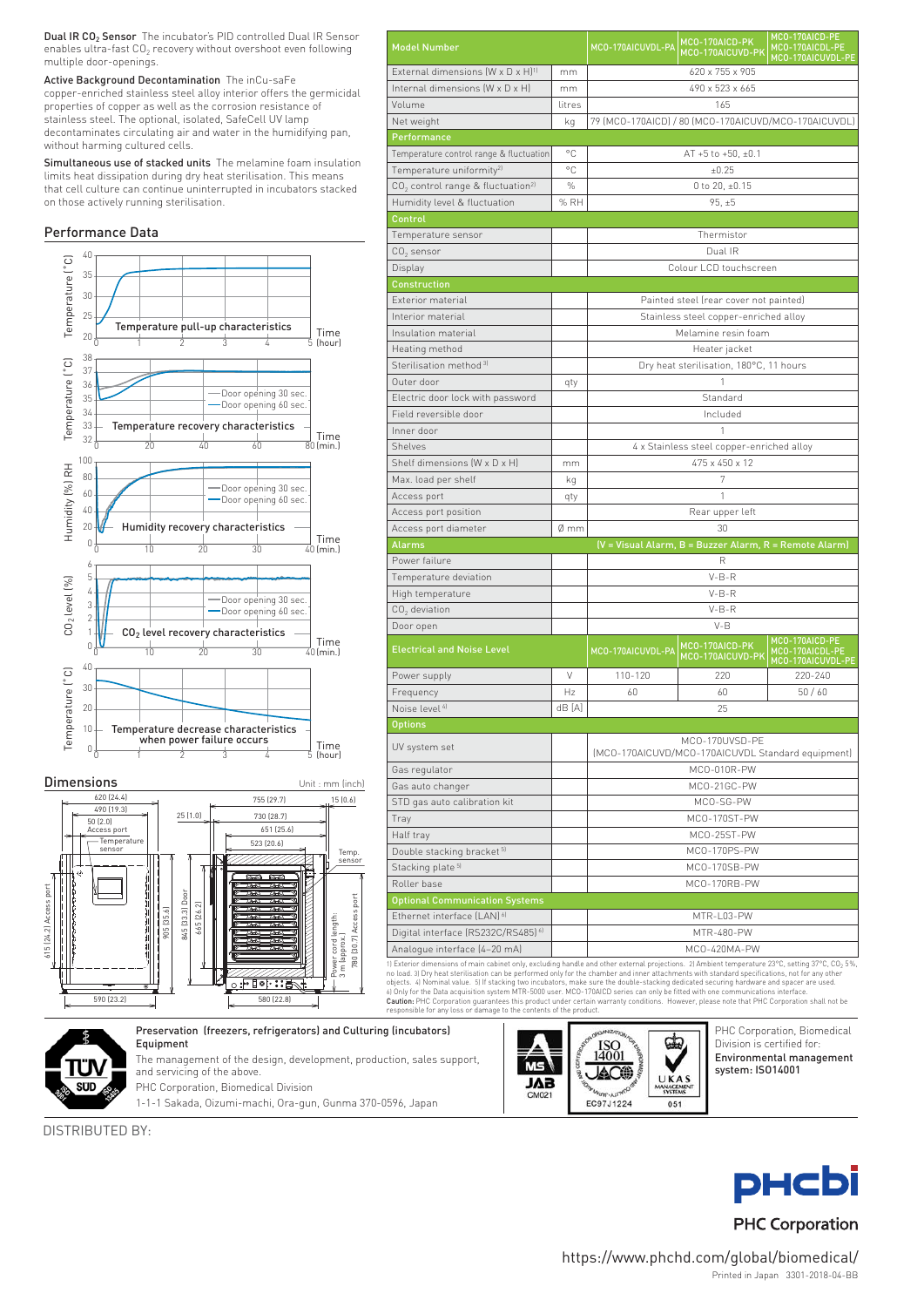**Dual IR $CO_2$ Sensor** The incubator's PID controlled Dual IR Sensor enables ultra-fast $CO_2$ recovery without overshoot even following multiple door-openings.

**Active Background Decontamination** The inCu-saFe copper-enriched stainless steel alloy interior offers the germicidal properties of copper as well as the corrosion resistance of stainless steel. The optional, isolated, SafeCell UV lamp decontaminates circulating air and water in the humidifying pan, without harming cultured cells.

**Simultaneous use of stacked units** The melamine foam insulation limits heat dissipation during dry heat sterilisation. This means that cell culture can continue uninterrupted in incubators stacked on those actively running sterilisation.

## Performance Data

Temperature (°C)
40
35
30
25
20
0 1 2 3 4 5
Time (hour)
Temperature pull-up characteristics

Temperature (°C)
38
37
36
35
34
33
32
0 20 40 60 80
Time (min.)
Door opening 30 sec.
Door opening 60 sec.
Temperature recovery characteristics

Humidity (%) RH
100
80
60
40
20
0
0 10 20 30 40
Time (min.)
Door opening 30 sec.
Door opening 60 sec.
Humidity recovery characteristics

$CO_2$ level (%)
6
5
4
3
2
1
0
0 10 20 30 40
Time (min.)
Door opening 30 sec.
Door opening 60 sec.
$CO_2$ level recovery characteristics

Temperature (°C)
40
30
20
10
0
0 1 2 3 4 5
Time (hour)
Temperature decrease characteristics when power failure occurs

## Dimensions

Unit : mm (inch)

620 (24.4)
490 (19.3)
50 (2.0) Access port
Temperature sensor
25 (1.0)
755 (29.7)
15 (0.6)
730 (28.7)
651 (25.6)
523 (20.6)
Temp. sensor
615 (24.2) Access port
905 (35.6)
845 (33.3) Door
665 (26.2)
Power cord length: 3 m (approx.)
780 (30.7) Access port
590 (23.2)
580 (22.8)

| Model Number | | MCO-170AICUVDL-PA | MCO-170AICD-PK<br>MCO-170AICUVD-PK | MCO-170AICD-PE<br>MCO-170AICDL-PE<br>MCO-170AICUVDL-PE |
|---|---|---|---|---|
| External dimensions (W x D x H)[1] | mm | 620 x 755 x 905 | | |
| Internal dimensions (W x D x H) | mm | 490 x 523 x 665 | | |
| Volume | litres | 165 | | |
| Net weight | kg | 79 (MCO-170AICD) / 80 (MCO-170AICUVD/MCO-170AICUVDL) | | |
| **Performance** | | | | |
| Temperature control range & fluctuation | °C | AT +5 to +50, ±0.1 | | |
| Temperature uniformity[2] | °C | ±0.25 | | |
| $CO_2$ control range & fluctuation[2] | % | 0 to 20, ±0.15 | | |
| Humidity level & fluctuation | % RH | 95, ±5 | | |
| **Control** | | | | |
| Temperature sensor | | Thermistor | | |
| $CO_2$ sensor | | Dual IR | | |
| Display | | Colour LCD touchscreen | | |
| **Construction** | | | | |
| Exterior material | | Painted steel (rear cover not painted) | | |
| Interior material | | Stainless steel copper-enriched alloy | | |
| Insulation material | | Melamine resin foam | | |
| Heating method | | Heater jacket | | |
| Sterilisation method[3] | | Dry heat sterilisation, 180°C, 11 hours | | |
| Outer door | qty | 1 | | |
| Electric door lock with password | | Standard | | |
| Field reversible door | | Included | | |
| Inner door | | 1 | | |
| Shelves | | 4 x Stainless steel copper-enriched alloy | | |
| Shelf dimensions (W x D x H) | mm | 475 x 450 x 12 | | |
| Max. load per shelf | kg | 7 | | |
| Access port | qty | 1 | | |
| Access port position | | Rear upper left | | |
| Access port diameter | Ø mm | 30 | | |
| **Alarms** | | (V = Visual Alarm, B = Buzzer Alarm, R = Remote Alarm) | | |
| Power failure | | R | | |
| Temperature deviation | | V-B-R | | |
| High temperature | | V-B-R | | |
| $CO_2$ deviation | | V-B-R | | |
| Door open | | V-B | | |
| **Electrical and Noise Level** | | MCO-170AICUVDL-PA | MCO-170AICD-PK<br>MCO-170AICUVD-PK | MCO-170AICD-PE<br>MCO-170AICDL-PE<br>MCO-170AICUVDL-PE |
| Power supply | V | 110-120 | 220 | 220-240 |
| Frequency | Hz | 60 | 60 | 50 / 60 |
| Noise level[4] | dB (A) | 25 | | |
| **Options** | | | | |
| UV system set | | MCO-170UVSD-PE<br>(MCO-170AICUVD/MCO-170AICUVDL Standard equipment) | | |
| Gas regulator | | MCO-010R-PW | | |
| Gas auto changer | | MCO-21GC-PW | | |
| STD gas auto calibration kit | | MCO-SG-PW | | |
| Tray | | MCO-170ST-PW | | |
| Half tray | | MCO-25ST-PW | | |
| Double stacking bracket[5] | | MCO-170PS-PW | | |
| Stacking plate[5] | | MCO-170SB-PW | | |
| Roller base | | MCO-170RB-PW | | |
| **Optional Communication Systems** | | | | |
| Ethernet interface (LAN)[6] | | MTR-L03-PW | | |
| Digital interface (RS232C/RS485)[6] | | MTR-480-PW | | |
| Analogue interface (4~20 mA) | | MCO-420MA-PW | | |

1) Exterior dimensions of main cabinet only, excluding handle and other external projections. 2) Ambient temperature 23°C, setting 37°C, $CO_2$ 5%, no load. 3) Dry heat sterilisation can be performed only for the chamber and inner attachments with standard specifications, not for any other objects. 4) Nominal value. 5) If stacking two incubators, make sure the double-stacking dedicated securing hardware and spacer are used. 6) Only for the Data acquisition system MTR-5000 user. MCO-170AICD series can only be fitted with one communications interface.
**Caution:** PHC Corporation guarantees this product under certain warranty conditions. However, please note that PHC Corporation shall not be responsible for any loss or damage to the contents of the product.

Preservation (freezers, refrigerators) and Culturing (incubators) Equipment
The management of the design, development, production, sales support, and servicing of the above.
PHC Corporation, Biomedical Division
1-1-1 Sakada, Oizumi-machi, Ora-gun, Gunma 370-0596, Japan

PHC Corporation, Biomedical Division is certified for:
**Environmental management system: ISO14001**

DISTRIBUTED BY:

PHC Corporation

https://www.phchd.com/global/biomedical/

Printed in Japan 3301-2018-04-BB